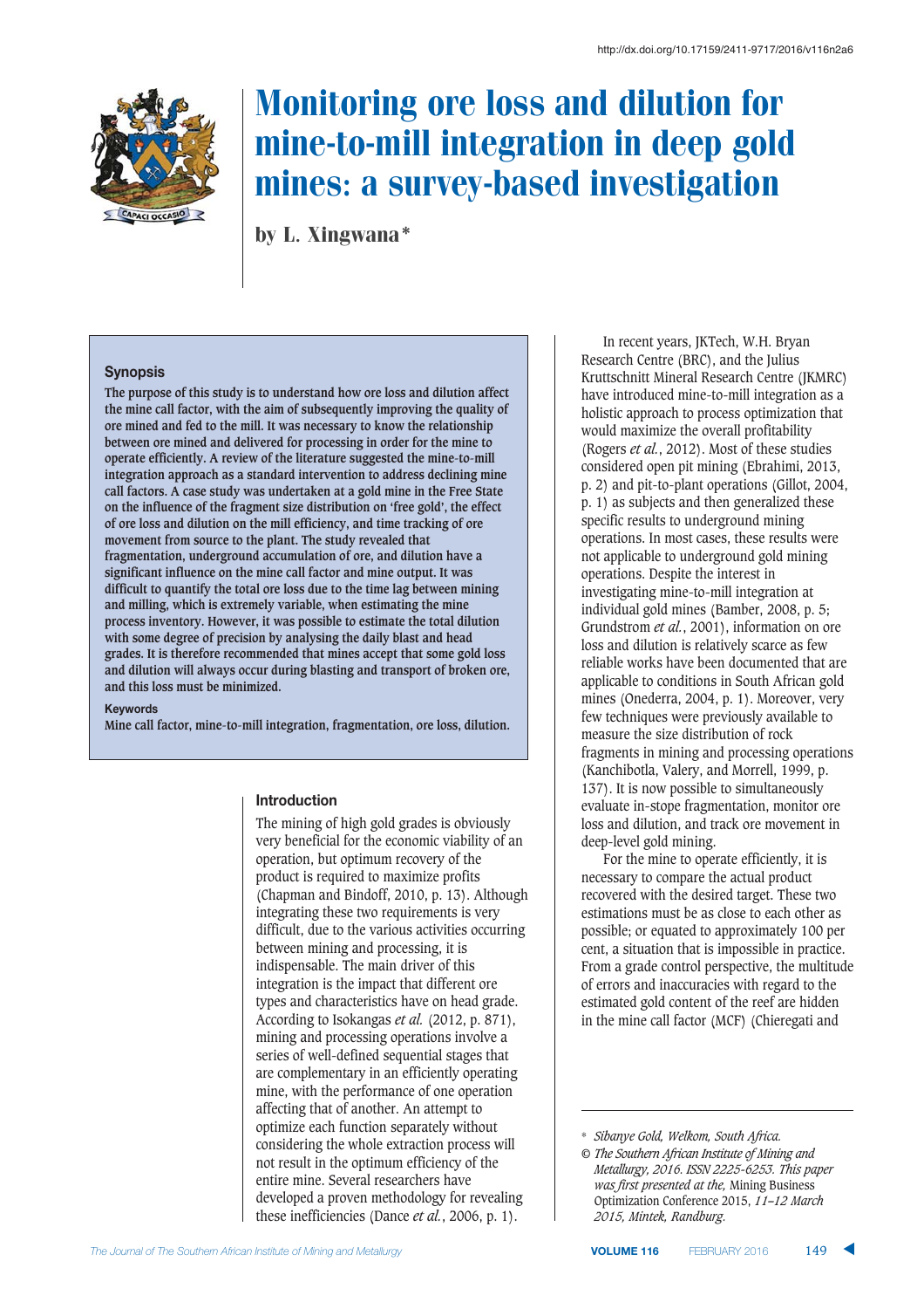http://dx.doi.org/10.17159/2411-9717/2016/v116n2a6

# Monitoring ore loss and dilution for mine-to-mill integration in deep gold mines: a survey-based investigation

by L. Xingwana*

### Synopsis

**The purpose of this study is to understand how ore loss and dilution affect the mine call factor, with the aim of subsequently improving the quality of ore mined and fed to the mill. It was necessary to know the relationship between ore mined and delivered for processing in order for the mine to operate efficiently. A review of the literature suggested the mine-to-mill integration approach as a standard intervention to address declining mine call factors. A case study was undertaken at a gold mine in the Free State on the influence of the fragment size distribution on 'free gold', the effect of ore loss and dilution on the mill efficiency, and time tracking of ore movement from source to the plant. The study revealed that fragmentation, underground accumulation of ore, and dilution have a significant influence on the mine call factor and mine output. It was difficult to quantify the total ore loss due to the time lag between mining and milling, which is extremely variable, when estimating the mine process inventory. However, it was possible to estimate the total dilution with some degree of precision by analysing the daily blast and head grades. It is therefore recommended that mines accept that some gold loss and dilution will always occur during blasting and transport of broken ore, and this loss must be minimized.**

#### Keywords

**Mine call factor, mine-to-mill integration, fragmentation, ore loss, dilution.**

### Introduction

The mining of high gold grades is obviously very beneficial for the economic viability of an operation, but optimum recovery of the product is required to maximize profits (Chapman and Bindoff, 2010, p. 13). Although integrating these two requirements is very difficult, due to the various activities occurring between mining and processing, it is indispensable. The main driver of this integration is the impact that different ore types and characteristics have on head grade. According to Isokangas *et al.* (2012, p. 871), mining and processing operations involve a series of well-defined sequential stages that are complementary in an efficiently operating mine, with the performance of one operation affecting that of another. An attempt to optimize each function separately without considering the whole extraction process will not result in the optimum efficiency of the entire mine. Several researchers have developed a proven methodology for revealing these inefficiencies (Dance *et al.*, 2006, p. 1).

In recent years, JKTech, W.H. Bryan Research Centre (BRC), and the Julius Kruttschnitt Mineral Research Centre (JKMRC) have introduced mine-to-mill integration as a holistic approach to process optimization that would maximize the overall profitability (Rogers *et al.*, 2012). Most of these studies considered open pit mining (Ebrahimi, 2013, p. 2) and pit-to-plant operations (Gillot, 2004, p. 1) as subjects and then generalized these specific results to underground mining operations. In most cases, these results were not applicable to underground gold mining operations. Despite the interest in investigating mine-to-mill integration at individual gold mines (Bamber, 2008, p. 5; Grundstrom *et al.*, 2001), information on ore loss and dilution is relatively scarce as few reliable works have been documented that are applicable to conditions in South African gold mines (Onederra, 2004, p. 1). Moreover, very few techniques were previously available to measure the size distribution of rock fragments in mining and processing operations (Kanchibotla, Valery, and Morrell, 1999, p. 137). It is now possible to simultaneously evaluate in-stope fragmentation, monitor ore loss and dilution, and track ore movement in deep-level gold mining.

For the mine to operate efficiently, it is necessary to compare the actual product recovered with the desired target. These two estimations must be as close to each other as possible; or equated to approximately 100 per cent, a situation that is impossible in practice. From a grade control perspective, the multitude of errors and inaccuracies with regard to the estimated gold content of the reef are hidden in the mine call factor (MCF) (Chieregati and

---

\* *Sibanye Gold, Welkom, South Africa.*

© *The Southern African Institute of Mining and Metallurgy, 2016. ISSN 2225-6253. This paper was first presented at the,* Mining Business Optimization Conference 2015, *11–12 March 2015, Mintek, Randburg.*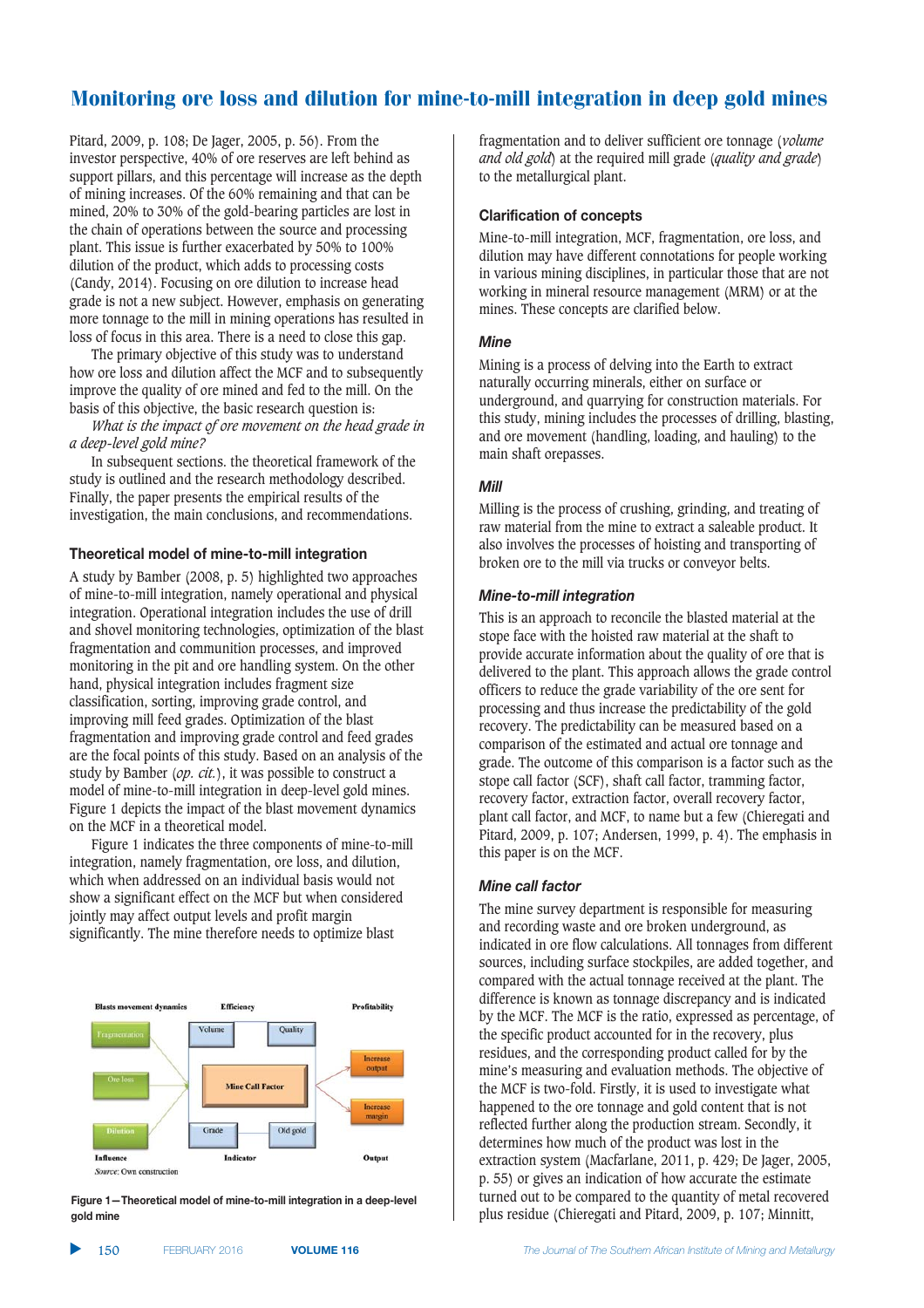Pitard, 2009, p. 108; De Jager, 2005, p. 56). From the investor perspective, 40% of ore reserves are left behind as support pillars, and this percentage will increase as the depth of mining increases. Of the 60% remaining and that can be mined, 20% to 30% of the gold-bearing particles are lost in the chain of operations between the source and processing plant. This issue is further exacerbated by 50% to 100% dilution of the product, which adds to processing costs (Candy, 2014). Focusing on ore dilution to increase head grade is not a new subject. However, emphasis on generating more tonnage to the mill in mining operations has resulted in loss of focus in this area. There is a need to close this gap.

The primary objective of this study was to understand how ore loss and dilution affect the MCF and to subsequently improve the quality of ore mined and fed to the mill. On the basis of this objective, the basic research question is:

*What is the impact of ore movement on the head grade in a deep-level gold mine?*

In subsequent sections. the theoretical framework of the study is outlined and the research methodology described. Finally, the paper presents the empirical results of the investigation, the main conclusions, and recommendations.

### Theoretical model of mine-to-mill integration

A study by Bamber (2008, p. 5) highlighted two approaches of mine-to-mill integration, namely operational and physical integration. Operational integration includes the use of drill and shovel monitoring technologies, optimization of the blast fragmentation and communition processes, and improved monitoring in the pit and ore handling system. On the other hand, physical integration includes fragment size classification, sorting, improving grade control, and improving mill feed grades. Optimization of the blast fragmentation and improving grade control and feed grades are the focal points of this study. Based on an analysis of the study by Bamber (*op. cit.*), it was possible to construct a model of mine-to-mill integration in deep-level gold mines. Figure 1 depicts the impact of the blast movement dynamics on the MCF in a theoretical model.

Figure 1 indicates the three components of mine-to-mill integration, namely fragmentation, ore loss, and dilution, which when addressed on an individual basis would not show a significant effect on the MCF but when considered jointly may affect output levels and profit margin significantly. The mine therefore needs to optimize blast fragmentation and to deliver sufficient ore tonnage (*volume and old gold*) at the required mill grade (*quality and grade*) to the metallurgical plant.

Blasts movement dynamics
Efficiency
Profitability
Fragmentation
Volume
Quality
Increase output
Ore loss
Mine Call Factor
Increase margin
Dilution
Grade
Old gold
Influence
Indicator
Output
*Source*: Own construction

**Figure 1—Theoretical model of mine-to-mill integration in a deep-level gold mine**

### Clarification of concepts

Mine-to-mill integration, MCF, fragmentation, ore loss, and dilution may have different connotations for people working in various mining disciplines, in particular those that are not working in mineral resource management (MRM) or at the mines. These concepts are clarified below.

#### *Mine*

Mining is a process of delving into the Earth to extract naturally occurring minerals, either on surface or underground, and quarrying for construction materials. For this study, mining includes the processes of drilling, blasting, and ore movement (handling, loading, and hauling) to the main shaft orepasses.

#### *Mill*

Milling is the process of crushing, grinding, and treating of raw material from the mine to extract a saleable product. It also involves the processes of hoisting and transporting of broken ore to the mill via trucks or conveyor belts.

#### *Mine-to-mill integration*

This is an approach to reconcile the blasted material at the stope face with the hoisted raw material at the shaft to provide accurate information about the quality of ore that is delivered to the plant. This approach allows the grade control officers to reduce the grade variability of the ore sent for processing and thus increase the predictability of the gold recovery. The predictability can be measured based on a comparison of the estimated and actual ore tonnage and grade. The outcome of this comparison is a factor such as the stope call factor (SCF), shaft call factor, tramming factor, recovery factor, extraction factor, overall recovery factor, plant call factor, and MCF, to name but a few (Chieregati and Pitard, 2009, p. 107; Andersen, 1999, p. 4). The emphasis in this paper is on the MCF.

#### *Mine call factor*

The mine survey department is responsible for measuring and recording waste and ore broken underground, as indicated in ore flow calculations. All tonnages from different sources, including surface stockpiles, are added together, and compared with the actual tonnage received at the plant. The difference is known as tonnage discrepancy and is indicated by the MCF. The MCF is the ratio, expressed as percentage, of the specific product accounted for in the recovery, plus residues, and the corresponding product called for by the mine's measuring and evaluation methods. The objective of the MCF is two-fold. Firstly, it is used to investigate what happened to the ore tonnage and gold content that is not reflected further along the production stream. Secondly, it determines how much of the product was lost in the extraction system (Macfarlane, 2011, p. 429; De Jager, 2005, p. 55) or gives an indication of how accurate the estimate turned out to be compared to the quantity of metal recovered plus residue (Chieregati and Pitard, 2009, p. 107; Minnitt,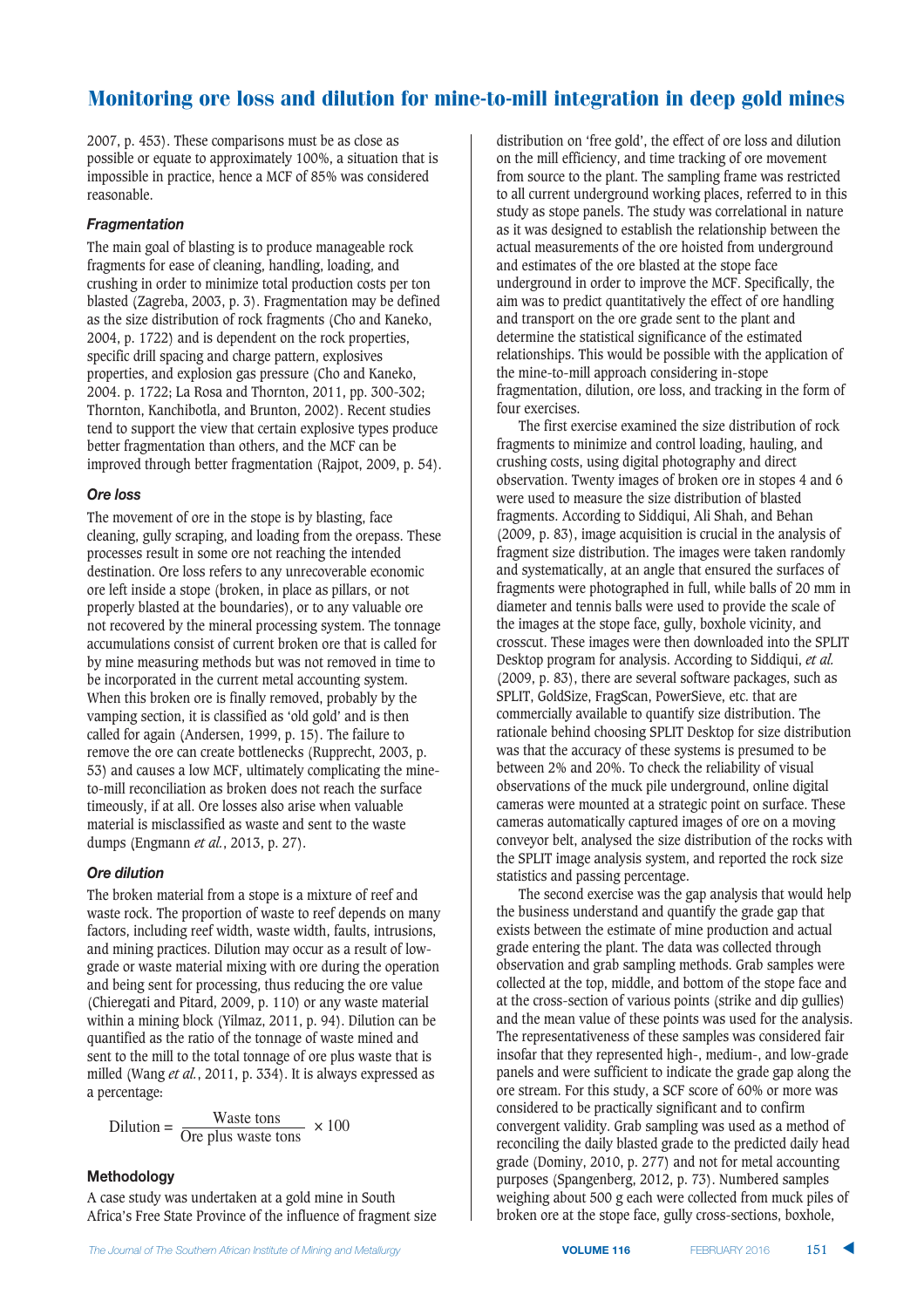2007, p. 453). These comparisons must be as close as possible or equate to approximately 100%, a situation that is impossible in practice, hence a MCF of 85% was considered reasonable.

### *Fragmentation*

The main goal of blasting is to produce manageable rock fragments for ease of cleaning, handling, loading, and crushing in order to minimize total production costs per ton blasted (Zagreba, 2003, p. 3). Fragmentation may be defined as the size distribution of rock fragments (Cho and Kaneko, 2004, p. 1722) and is dependent on the rock properties, specific drill spacing and charge pattern, explosives properties, and explosion gas pressure (Cho and Kaneko, 2004. p. 1722; La Rosa and Thornton, 2011, pp. 300-302; Thornton, Kanchibotla, and Brunton, 2002). Recent studies tend to support the view that certain explosive types produce better fragmentation than others, and the MCF can be improved through better fragmentation (Rajpot, 2009, p. 54).

### *Ore loss*

The movement of ore in the stope is by blasting, face cleaning, gully scraping, and loading from the orepass. These processes result in some ore not reaching the intended destination. Ore loss refers to any unrecoverable economic ore left inside a stope (broken, in place as pillars, or not properly blasted at the boundaries), or to any valuable ore not recovered by the mineral processing system. The tonnage accumulations consist of current broken ore that is called for by mine measuring methods but was not removed in time to be incorporated in the current metal accounting system. When this broken ore is finally removed, probably by the vamping section, it is classified as 'old gold' and is then called for again (Andersen, 1999, p. 15). The failure to remove the ore can create bottlenecks (Rupprecht, 2003, p. 53) and causes a low MCF, ultimately complicating the mine-to-mill reconciliation as broken does not reach the surface timeously, if at all. Ore losses also arise when valuable material is misclassified as waste and sent to the waste dumps (Engmann *et al.*, 2013, p. 27).

### *Ore dilution*

The broken material from a stope is a mixture of reef and waste rock. The proportion of waste to reef depends on many factors, including reef width, waste width, faults, intrusions, and mining practices. Dilution may occur as a result of low-grade or waste material mixing with ore during the operation and being sent for processing, thus reducing the ore value (Chieregati and Pitard, 2009, p. 110) or any waste material within a mining block (Yilmaz, 2011, p. 94). Dilution can be quantified as the ratio of the tonnage of waste mined and sent to the mill to the total tonnage of ore plus waste that is milled (Wang *et al.*, 2011, p. 334). It is always expressed as a percentage:

$$\text{Dilution} = \frac{\text{Waste tons}}{\text{Ore plus waste tons}} \times 100$$

## Methodology

A case study was undertaken at a gold mine in South Africa's Free State Province of the influence of fragment size distribution on 'free gold', the effect of ore loss and dilution on the mill efficiency, and time tracking of ore movement from source to the plant. The sampling frame was restricted to all current underground working places, referred to in this study as stope panels. The study was correlational in nature as it was designed to establish the relationship between the actual measurements of the ore hoisted from underground and estimates of the ore blasted at the stope face underground in order to improve the MCF. Specifically, the aim was to predict quantitatively the effect of ore handling and transport on the ore grade sent to the plant and determine the statistical significance of the estimated relationships. This would be possible with the application of the mine-to-mill approach considering in-stope fragmentation, dilution, ore loss, and tracking in the form of four exercises.

The first exercise examined the size distribution of rock fragments to minimize and control loading, hauling, and crushing costs, using digital photography and direct observation. Twenty images of broken ore in stopes 4 and 6 were used to measure the size distribution of blasted fragments. According to Siddiqui, Ali Shah, and Behan (2009, p. 83), image acquisition is crucial in the analysis of fragment size distribution. The images were taken randomly and systematically, at an angle that ensured the surfaces of fragments were photographed in full, while balls of 20 mm in diameter and tennis balls were used to provide the scale of the images at the stope face, gully, boxhole vicinity, and crosscut. These images were then downloaded into the SPLIT Desktop program for analysis. According to Siddiqui, *et al.* (2009, p. 83), there are several software packages, such as SPLIT, GoldSize, FragScan, PowerSieve, etc. that are commercially available to quantify size distribution. The rationale behind choosing SPLIT Desktop for size distribution was that the accuracy of these systems is presumed to be between 2% and 20%. To check the reliability of visual observations of the muck pile underground, online digital cameras were mounted at a strategic point on surface. These cameras automatically captured images of ore on a moving conveyor belt, analysed the size distribution of the rocks with the SPLIT image analysis system, and reported the rock size statistics and passing percentage.

The second exercise was the gap analysis that would help the business understand and quantify the grade gap that exists between the estimate of mine production and actual grade entering the plant. The data was collected through observation and grab sampling methods. Grab samples were collected at the top, middle, and bottom of the stope face and at the cross-section of various points (strike and dip gullies) and the mean value of these points was used for the analysis. The representativeness of these samples was considered fair insofar that they represented high-, medium-, and low-grade panels and were sufficient to indicate the grade gap along the ore stream. For this study, a SCF score of 60% or more was considered to be practically significant and to confirm convergent validity. Grab sampling was used as a method of reconciling the daily blasted grade to the predicted daily head grade (Dominy, 2010, p. 277) and not for metal accounting purposes (Spangenberg, 2012, p. 73). Numbered samples weighing about 500 g each were collected from muck piles of broken ore at the stope face, gully cross-sections, boxhole,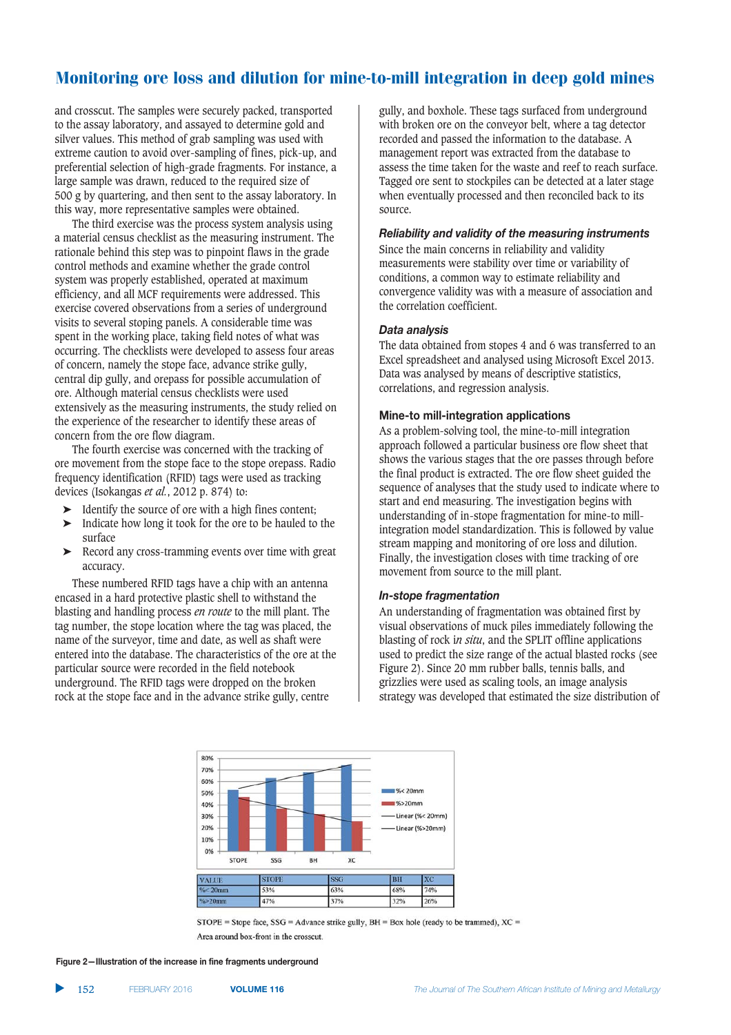and crosscut. The samples were securely packed, transported to the assay laboratory, and assayed to determine gold and silver values. This method of grab sampling was used with extreme caution to avoid over-sampling of fines, pick-up, and preferential selection of high-grade fragments. For instance, a large sample was drawn, reduced to the required size of 500 g by quartering, and then sent to the assay laboratory. In this way, more representative samples were obtained.

The third exercise was the process system analysis using a material census checklist as the measuring instrument. The rationale behind this step was to pinpoint flaws in the grade control methods and examine whether the grade control system was properly established, operated at maximum efficiency, and all MCF requirements were addressed. This exercise covered observations from a series of underground visits to several stoping panels. A considerable time was spent in the working place, taking field notes of what was occurring. The checklists were developed to assess four areas of concern, namely the stope face, advance strike gully, central dip gully, and orepass for possible accumulation of ore. Although material census checklists were used extensively as the measuring instruments, the study relied on the experience of the researcher to identify these areas of concern from the ore flow diagram.

The fourth exercise was concerned with the tracking of ore movement from the stope face to the stope orepass. Radio frequency identification (RFID) tags were used as tracking devices (Isokangas *et al.*, 2012 p. 874) to:

- Identify the source of ore with a high fines content;
- Indicate how long it took for the ore to be hauled to the surface
- Record any cross-tramming events over time with great accuracy.

These numbered RFID tags have a chip with an antenna encased in a hard protective plastic shell to withstand the blasting and handling process *en route* to the mill plant. The tag number, the stope location where the tag was placed, the name of the surveyor, time and date, as well as shaft were entered into the database. The characteristics of the ore at the particular source were recorded in the field notebook underground. The RFID tags were dropped on the broken rock at the stope face and in the advance strike gully, centre gully, and boxhole. These tags surfaced from underground with broken ore on the conveyor belt, where a tag detector recorded and passed the information to the database. A management report was extracted from the database to assess the time taken for the waste and reef to reach surface. Tagged ore sent to stockpiles can be detected at a later stage when eventually processed and then reconciled back to its source.

### *Reliability and validity of the measuring instruments*

Since the main concerns in reliability and validity measurements were stability over time or variability of conditions, a common way to estimate reliability and convergence validity was with a measure of association and the correlation coefficient.

### *Data analysis*

The data obtained from stopes 4 and 6 was transferred to an Excel spreadsheet and analysed using Microsoft Excel 2013. Data was analysed by means of descriptive statistics, correlations, and regression analysis.

## Mine-to mill-integration applications

As a problem-solving tool, the mine-to-mill integration approach followed a particular business ore flow sheet that shows the various stages that the ore passes through before the final product is extracted. The ore flow sheet guided the sequence of analyses that the study used to indicate where to start and end measuring. The investigation begins with understanding of in-stope fragmentation for mine-to mill-integration model standardization. This is followed by value stream mapping and monitoring of ore loss and dilution. Finally, the investigation closes with time tracking of ore movement from source to the mill plant.

### *In-stope fragmentation*

An understanding of fragmentation was obtained first by visual observations of muck piles immediately following the blasting of rock *in situ*, and the SPLIT offline applications used to predict the size range of the actual blasted rocks (see Figure 2). Since 20 mm rubber balls, tennis balls, and grizzlies were used as scaling tools, an image analysis strategy was developed that estimated the size distribution of

80%
70%
60%
50%
40%
30%
20%
10%
0%

STOPE SSG BH XC

%< 20mm
%>20mm
Linear (%< 20mm)
Linear (%>20mm)

| VALUE | STOPE | SSG | BH | XC |
|---|---|---|---|---|
| %< 20mm | 53% | 63% | 68% | 74% |
| %>20mm | 47% | 37% | 32% | 26% |

STOPE = Stope face, SSG = Advance strike gully, BH = Box hole (ready to be trammed), XC = Area around box-front in the crosscut.

**Figure 2—Illustration of the increase in fine fragments underground**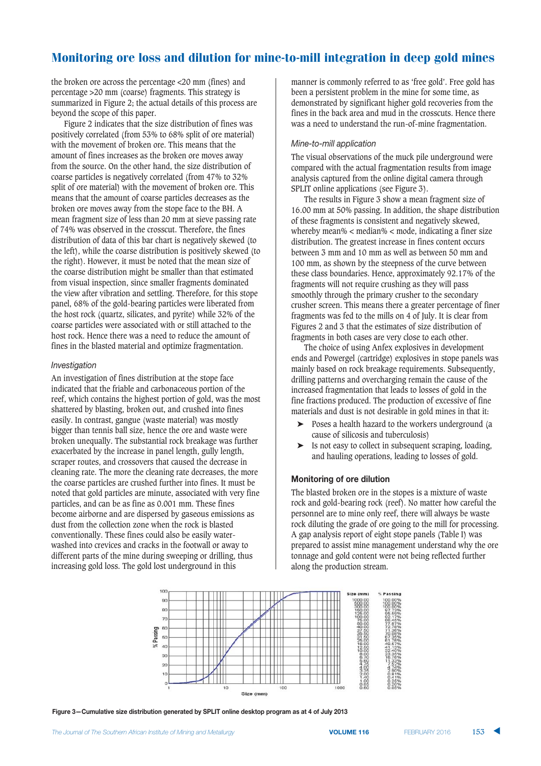the broken ore across the percentage <20 mm (fines) and percentage >20 mm (coarse) fragments. This strategy is summarized in Figure 2; the actual details of this process are beyond the scope of this paper.

Figure 2 indicates that the size distribution of fines was positively correlated (from 53% to 68% split of ore material) with the movement of broken ore. This means that the amount of fines increases as the broken ore moves away from the source. On the other hand, the size distribution of coarse particles is negatively correlated (from 47% to 32% split of ore material) with the movement of broken ore. This means that the amount of coarse particles decreases as the broken ore moves away from the stope face to the BH. A mean fragment size of less than 20 mm at sieve passing rate of 74% was observed in the crosscut. Therefore, the fines distribution of data of this bar chart is negatively skewed (to the left), while the coarse distribution is positively skewed (to the right). However, it must be noted that the mean size of the coarse distribution might be smaller than that estimated from visual inspection, since smaller fragments dominated the view after vibration and settling. Therefore, for this stope panel, 68% of the gold-bearing particles were liberated from the host rock (quartz, silicates, and pyrite) while 32% of the coarse particles were associated with or still attached to the host rock. Hence there was a need to reduce the amount of fines in the blasted material and optimize fragmentation.

### *Investigation*

An investigation of fines distribution at the stope face indicated that the friable and carbonaceous portion of the reef, which contains the highest portion of gold, was the most shattered by blasting, broken out, and crushed into fines easily. In contrast, gangue (waste material) was mostly bigger than tennis ball size, hence the ore and waste were broken unequally. The substantial rock breakage was further exacerbated by the increase in panel length, gully length, scraper routes, and crossovers that caused the decrease in cleaning rate. The more the cleaning rate decreases, the more the coarse particles are crushed further into fines. It must be noted that gold particles are minute, associated with very fine particles, and can be as fine as 0.001 mm. These fines become airborne and are dispersed by gaseous emissions as dust from the collection zone when the rock is blasted conventionally. These fines could also be easily water-washed into crevices and cracks in the footwall or away to different parts of the mine during sweeping or drilling, thus increasing gold loss. The gold lost underground in this manner is commonly referred to as 'free gold'. Free gold has been a persistent problem in the mine for some time, as demonstrated by significant higher gold recoveries from the fines in the back area and mud in the crosscuts. Hence there was a need to understand the run-of-mine fragmentation.

### *Mine-to-mill application*

The visual observations of the muck pile underground were compared with the actual fragmentation results from image analysis captured from the online digital camera through SPLIT online applications (see Figure 3).

The results in Figure 3 show a mean fragment size of 16.00 mm at 50% passing. In addition, the shape distribution of these fragments is consistent and negatively skewed, whereby mean% < median% < mode, indicating a finer size distribution. The greatest increase in fines content occurs between 3 mm and 10 mm as well as between 50 mm and 100 mm, as shown by the steepness of the curve between these class boundaries. Hence, approximately 92.17% of the fragments will not require crushing as they will pass smoothly through the primary crusher to the secondary crusher screen. This means there a greater percentage of finer fragments was fed to the mills on 4 of July. It is clear from Figures 2 and 3 that the estimates of size distribution of fragments in both cases are very close to each other.

The choice of using Anfex explosives in development ends and Powergel (cartridge) explosives in stope panels was mainly based on rock breakage requirements. Subsequently, drilling patterns and overcharging remain the cause of the increased fragmentation that leads to losses of gold in the fine fractions produced. The production of excessive of fine materials and dust is not desirable in gold mines in that it:

- Poses a health hazard to the workers underground (a cause of silicosis and tuberculosis)
- Is not easy to collect in subsequent scraping, loading, and hauling operations, leading to losses of gold.

### Monitoring of ore dilution

The blasted broken ore in the stopes is a mixture of waste rock and gold-bearing rock (reef). No matter how careful the personnel are to mine only reef, there will always be waste rock diluting the grade of ore going to the mill for processing. A gap analysis report of eight stope panels (Table I) was prepared to assist mine management understand why the ore tonnage and gold content were not being reflected further along the production stream.

% Passing
Size (mm)
0
10
20
30
40
50
60
70
80
90
100
1
10
100
1000

Size (mm)
1000.00
500.00
300.00
150.00
125.00
100.00
75.00
50.00
40.00
37.50
35.50
31.50
25.00
16.00
12.50
10.00
8.00
6.70
5.60
4.75
4.00
3.35
2.00
1.40
1.00
0.85
0.60

% Passing
100.00%
100.00%
100.00%
97.73%
95.69%
92.17%
86.46%
77.87%
72.78%
71.36%
70.08%
67.35%
61.76%
49.57%
41.13%
32.40%
23.35%
16.76%
11.33%
7.52%
4.74%
2.90%
0.81%
0.41%
0.25%
0.20%
0.05%

Figure 3—Cumulative size distribution generated by SPLIT online desktop program as at 4 of July 2013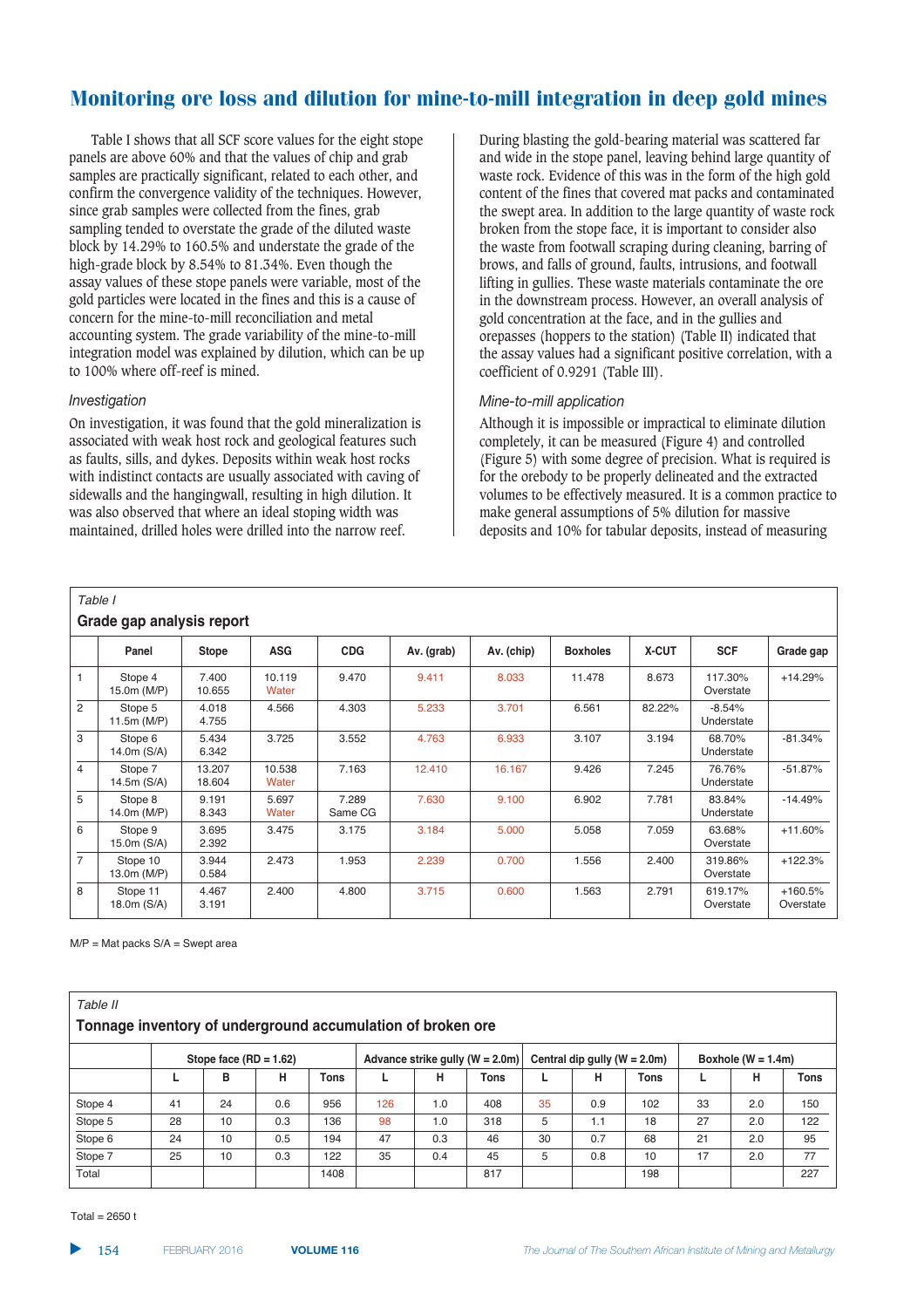# Monitoring ore loss and dilution for mine-to-mill integration in deep gold mines

Table I shows that all SCF score values for the eight stope panels are above 60% and that the values of chip and grab samples are practically significant, related to each other, and confirm the convergence validity of the techniques. However, since grab samples were collected from the fines, grab sampling tended to overstate the grade of the diluted waste block by 14.29% to 160.5% and understate the grade of the high-grade block by 8.54% to 81.34%. Even though the assay values of these stope panels were variable, most of the gold particles were located in the fines and this is a cause of concern for the mine-to-mill reconciliation and metal accounting system. The grade variability of the mine-to-mill integration model was explained by dilution, which can be up to 100% where off-reef is mined.

### *Investigation*

On investigation, it was found that the gold mineralization is associated with weak host rock and geological features such as faults, sills, and dykes. Deposits within weak host rocks with indistinct contacts are usually associated with caving of sidewalls and the hangingwall, resulting in high dilution. It was also observed that where an ideal stoping width was maintained, drilled holes were drilled into the narrow reef. During blasting the gold-bearing material was scattered far and wide in the stope panel, leaving behind large quantity of waste rock. Evidence of this was in the form of the high gold content of the fines that covered mat packs and contaminated the swept area. In addition to the large quantity of waste rock broken from the stope face, it is important to consider also the waste from footwall scraping during cleaning, barring of brows, and falls of ground, faults, intrusions, and footwall lifting in gullies. These waste materials contaminate the ore in the downstream process. However, an overall analysis of gold concentration at the face, and in the gullies and orepasses (hoppers to the station) (Table II) indicated that the assay values had a significant positive correlation, with a coefficient of 0.9291 (Table III).

### *Mine-to-mill application*

Although it is impossible or impractical to eliminate dilution completely, it can be measured (Figure 4) and controlled (Figure 5) with some degree of precision. What is required is for the orebody to be properly delineated and the extracted volumes to be effectively measured. It is a common practice to make general assumptions of 5% dilution for massive deposits and 10% for tabular deposits, instead of measuring

*Table I*

**Grade gap analysis report**

| | Panel | Stope | ASG | CDG | Av. (grab) | Av. (chip) | Boxholes | X-CUT | SCF | Grade gap |
|---|---|---|---|---|---|---|---|---|---|---|
| 1 | Stope 4 15.0m (M/P) | 7.400 10.655 | 10.119 Water | 9.470 | 9.411 | 8.033 | 11.478 | 8.673 | 117.30% Overstate | +14.29% |
| 2 | Stope 5 11.5m (M/P) | 4.018 4.755 | 4.566 | 4.303 | 5.233 | 3.701 | 6.561 | 82.22% | -8.54% Understate | |
| 3 | Stope 6 14.0m (S/A) | 5.434 6.342 | 3.725 | 3.552 | 4.763 | 6.933 | 3.107 | 3.194 | 68.70% Understate | -81.34% |
| 4 | Stope 7 14.5m (S/A) | 13.207 18.604 | 10.538 Water | 7.163 | 12.410 | 16.167 | 9.426 | 7.245 | 76.76% Understate | -51.87% |
| 5 | Stope 8 14.0m (M/P) | 9.191 8.343 | 5.697 Water | 7.289 Same CG | 7.630 | 9.100 | 6.902 | 7.781 | 83.84% Understate | -14.49% |
| 6 | Stope 9 15.0m (S/A) | 3.695 2.392 | 3.475 | 3.175 | 3.184 | 5.000 | 5.058 | 7.059 | 63.68% Overstate | +11.60% |
| 7 | Stope 10 13.0m (M/P) | 3.944 0.584 | 2.473 | 1.953 | 2.239 | 0.700 | 1.556 | 2.400 | 319.86% Overstate | +122.3% |
| 8 | Stope 11 18.0m (S/A) | 4.467 3.191 | 2.400 | 4.800 | 3.715 | 0.600 | 1.563 | 2.791 | 619.17% Overstate | +160.5% Overstate |

M/P = Mat packs S/A = Swept area

*Table II*

**Tonnage inventory of underground accumulation of broken ore**

| | Stope face (RD = 1.62) | | | | Advance strike gully (W = 2.0m) | | | Central dip gully (W = 2.0m) | | | Boxhole (W = 1.4m) | | |
|---|---|---|---|---|---|---|---|---|---|---|---|---|---|
| | L | B | H | Tons | L | H | Tons | L | H | Tons | L | H | Tons |
| Stope 4 | 41 | 24 | 0.6 | 956 | 126 | 1.0 | 408 | 35 | 0.9 | 102 | 33 | 2.0 | 150 |
| Stope 5 | 28 | 10 | 0.3 | 136 | 98 | 1.0 | 318 | 5 | 1.1 | 18 | 27 | 2.0 | 122 |
| Stope 6 | 24 | 10 | 0.5 | 194 | 47 | 0.3 | 46 | 30 | 0.7 | 68 | 21 | 2.0 | 95 |
| Stope 7 | 25 | 10 | 0.3 | 122 | 35 | 0.4 | 45 | 5 | 0.8 | 10 | 17 | 2.0 | 77 |
| Total | | | | 1408 | | | 817 | | | 198 | | | 227 |

Total = 2650 t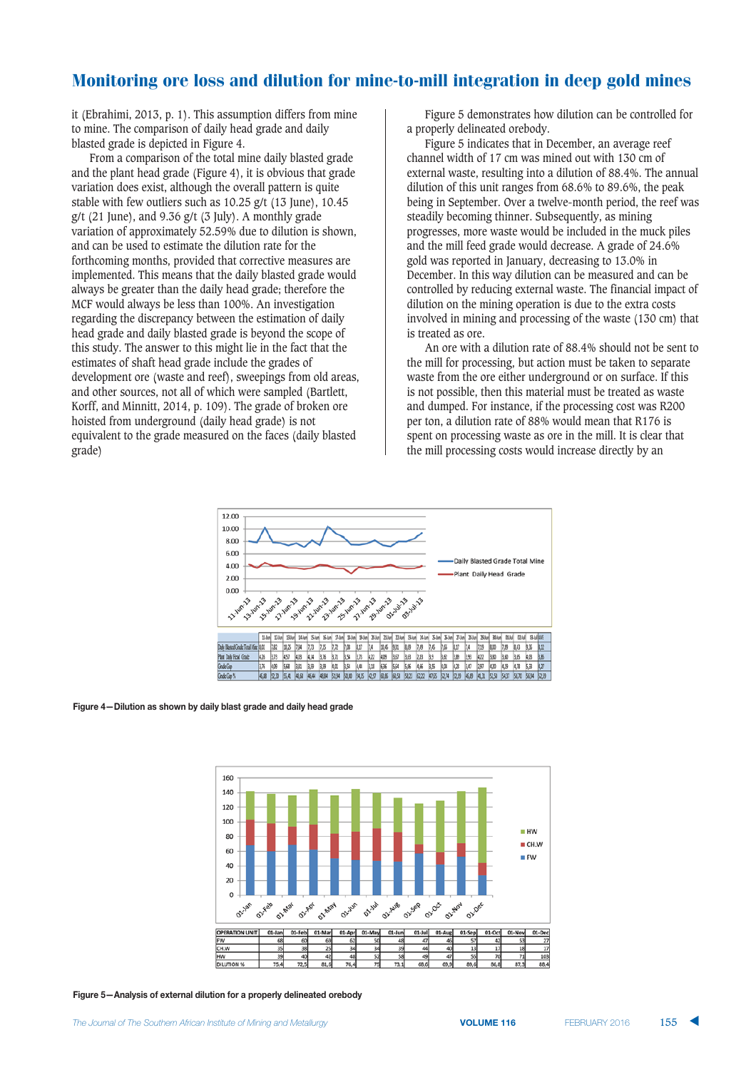it (Ebrahimi, 2013, p. 1). This assumption differs from mine to mine. The comparison of daily head grade and daily blasted grade is depicted in Figure 4.

From a comparison of the total mine daily blasted grade and the plant head grade (Figure 4), it is obvious that grade variation does exist, although the overall pattern is quite stable with few outliers such as 10.25 g/t (13 June), 10.45 g/t (21 June), and 9.36 g/t (3 July). A monthly grade variation of approximately 52.59% due to dilution is shown, and can be used to estimate the dilution rate for the forthcoming months, provided that corrective measures are implemented. This means that the daily blasted grade would always be greater than the daily head grade; therefore the MCF would always be less than 100%. An investigation regarding the discrepancy between the estimation of daily head grade and daily blasted grade is beyond the scope of this study. The answer to this might lie in the fact that the estimates of shaft head grade include the grades of development ore (waste and reef), sweepings from old areas, and other sources, not all of which were sampled (Bartlett, Korff, and Minnitt, 2014, p. 109). The grade of broken ore hoisted from underground (daily head grade) is not equivalent to the grade measured on the faces (daily blasted grade)

Figure 5 demonstrates how dilution can be controlled for a properly delineated orebody.

Figure 5 indicates that in December, an average reef channel width of 17 cm was mined out with 130 cm of external waste, resulting into a dilution of 88.4%. The annual dilution of this unit ranges from 68.6% to 89.6%, the peak being in September. Over a twelve-month period, the reef was steadily becoming thinner. Subsequently, as mining progresses, more waste would be included in the muck piles and the mill feed grade would decrease. A grade of 24.6% gold was reported in January, decreasing to 13.0% in December. In this way dilution can be measured and can be controlled by reducing external waste. The financial impact of dilution on the mining operation is due to the extra costs involved in mining and processing of the waste (130 cm) that is treated as ore.

An ore with a dilution rate of 88.4% should not be sent to the mill for processing, but action must be taken to separate waste from the ore either underground or on surface. If this is not possible, then this material must be treated as waste and dumped. For instance, if the processing cost was R200 per ton, a dilution rate of 88% would mean that R176 is spent on processing waste as ore in the mill. It is clear that the mill processing costs would increase directly by an

12.00
10.00
8.00
6.00
4.00
2.00
0.00

11-Jun-13, 13-Jun-13, 15-Jun-13, 17-Jun-13, 19-Jun-13, 21-Jun-13, 23-Jun-13, 25-Jun-13, 27-Jun-13, 29-Jun-13, 01-Jul-13, 03-Jul-13

Daily Blasted Grade Total Mine
Plant Daily Head Grade

| | 11-Jun | 12-Jun | 13-Jun | 14-Jun | 15-Jun | 16-Jun | 17-Jun | 18-Jun | 19-Jun | 20-Jun | 21-Jun | 22-Jun | 23-Jun | 24-Jun | 25-Jun | 26-Jun | 27-Jun | 28-Jun | 29-Jun | 30-Jun | 01-Jul | 02-Jul | 03-Jul | AVE |
|---|---|---|---|---|---|---|---|---|---|---|---|---|---|---|---|---|---|---|---|---|---|---|---|---|
| Daily Blasted Grade Total Mine | 8,01 | 7,82 | 10,25 | 7,84 | 7,73 | 7,55 | 7,72 | 7,08 | 8,17 | 7,4 | 10,45 | 9,31 | 8,89 | 7,49 | 7,65 | 7,66 | 8,17 | 7,4 | 7,19 | 8,00 | 7,89 | 8,43 | 9,36 | 8,12 |
| Plant Daily Head Grade | 4,26 | 3,73 | 4,57 | 4,03 | 4,14 | 3,36 | 3,71 | 3,54 | 3,73 | 4,22 | 4,09 | 3,67 | 3,63 | 2,33 | 3,5 | 3,62 | 3,89 | 3,93 | 4,22 | 3,80 | 3,60 | 3,65 | 4,03 | 3,85 |
| Grade Gap | 3,74 | 4,09 | 5,68 | 3,81 | 3,59 | 3,59 | 4,01 | 3,54 | 4,44 | 3,18 | 6,36 | 5,64 | 5,06 | 4,66 | 3,5 | 4,04 | 4,28 | 3,47 | 2,97 | 4,20 | 4,29 | 4,78 | 5,33 | 4,27 |
| Grade Gap % | 46,8 | 52,28 | 55,41 | 48,61 | 46,44 | 48,84 | 51,94 | 50,00 | 54,35 | 42,97 | 60,86 | 60,58 | 56,21 | 62,22 | 47,05 | 52,74 | 52,39 | 46,89 | 41,31 | 52,54 | 54,37 | 56,70 | 56,94 | 52,59 |

Figure 4—Dilution as shown by daily blast grade and daily head grade

160
140
120
100
80
60
40
20
0

01-Jan, 01-Feb, 01-Mar, 01-Apr, 01-May, 01-Jun, 01-Jul, 01-Aug, 01-Sep, 01-Oct, 01-Nov, 01-Dec

HW
CH.W
FW

| OPERATION UNIT | 01-Jan | 01-Feb | 01-Mar | 01-Apr | 01-May | 01-Jun | 01-Jul | 01-Aug | 01-Sep | 01-Oct | 01-Nov | 01-Dec |
|---|---|---|---|---|---|---|---|---|---|---|---|---|
| FW | 68 | 60 | 69 | 62 | 50 | 48 | 47 | 46 | 57 | 42 | 53 | 27 |
| CH.W | 35 | 38 | 25 | 34 | 34 | 39 | 44 | 40 | 13 | 17 | 18 | 17 |
| HW | 39 | 40 | 42 | 48 | 52 | 58 | 49 | 47 | 55 | 70 | 71 | 103 |
| DILUTION % | 75,4 | 72,5 | 81,6 | 76,4 | 75 | 73,1 | 68,6 | 69,9 | 89,6 | 86,6 | 87,3 | 88,4 |

Figure 5—Analysis of external dilution for a properly delineated orebody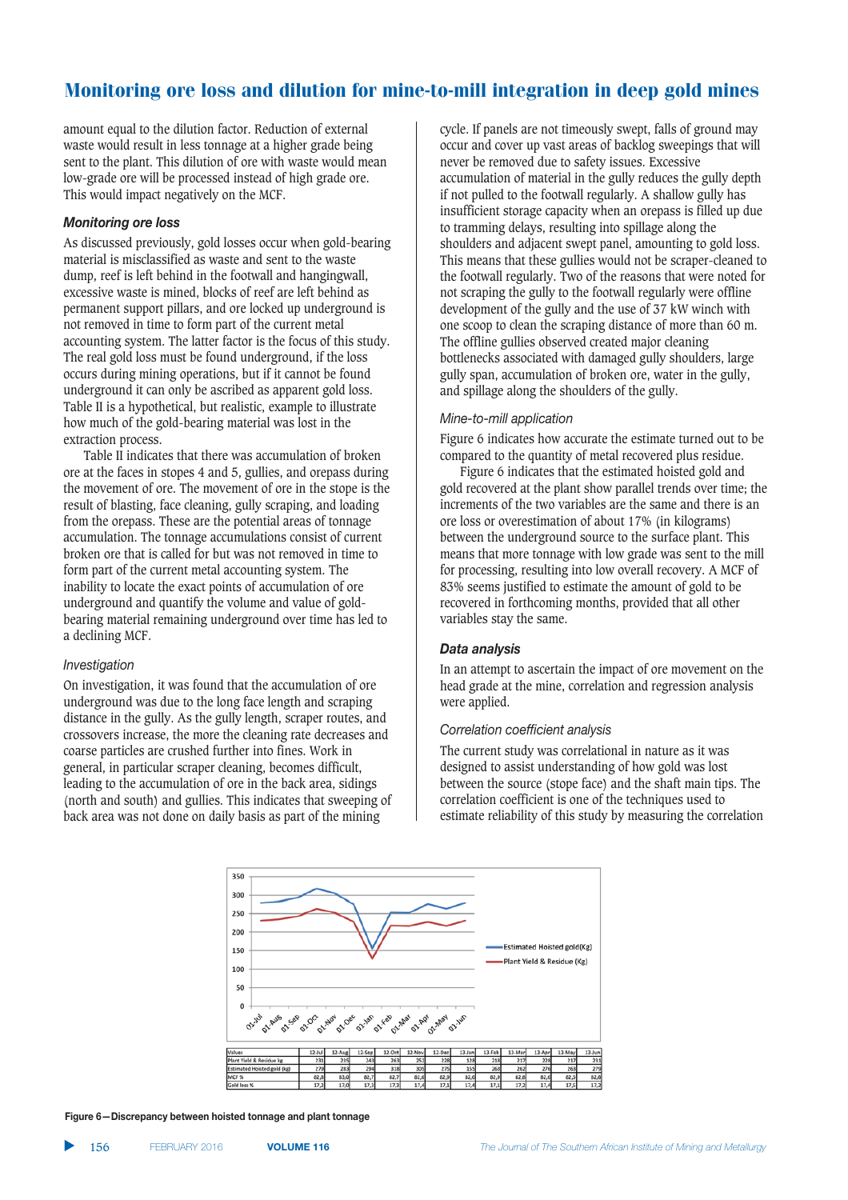amount equal to the dilution factor. Reduction of external waste would result in less tonnage at a higher grade being sent to the plant. This dilution of ore with waste would mean low-grade ore will be processed instead of high grade ore. This would impact negatively on the MCF.

### *Monitoring ore loss*

As discussed previously, gold losses occur when gold-bearing material is misclassified as waste and sent to the waste dump, reef is left behind in the footwall and hangingwall, excessive waste is mined, blocks of reef are left behind as permanent support pillars, and ore locked up underground is not removed in time to form part of the current metal accounting system. The latter factor is the focus of this study. The real gold loss must be found underground, if the loss occurs during mining operations, but if it cannot be found underground it can only be ascribed as apparent gold loss. Table II is a hypothetical, but realistic, example to illustrate how much of the gold-bearing material was lost in the extraction process.

Table II indicates that there was accumulation of broken ore at the faces in stopes 4 and 5, gullies, and orepass during the movement of ore. The movement of ore in the stope is the result of blasting, face cleaning, gully scraping, and loading from the orepass. These are the potential areas of tonnage accumulation. The tonnage accumulations consist of current broken ore that is called for but was not removed in time to form part of the current metal accounting system. The inability to locate the exact points of accumulation of ore underground and quantify the volume and value of gold-bearing material remaining underground over time has led to a declining MCF.

#### *Investigation*

On investigation, it was found that the accumulation of ore underground was due to the long face length and scraping distance in the gully. As the gully length, scraper routes, and crossovers increase, the more the cleaning rate decreases and coarse particles are crushed further into fines. Work in general, in particular scraper cleaning, becomes difficult, leading to the accumulation of ore in the back area, sidings (north and south) and gullies. This indicates that sweeping of back area was not done on daily basis as part of the mining cycle. If panels are not timeously swept, falls of ground may occur and cover up vast areas of backlog sweepings that will never be removed due to safety issues. Excessive accumulation of material in the gully reduces the gully depth if not pulled to the footwall regularly. A shallow gully has insufficient storage capacity when an orepass is filled up due to tramming delays, resulting into spillage along the shoulders and adjacent swept panel, amounting to gold loss. This means that these gullies would not be scraper-cleaned to the footwall regularly. Two of the reasons that were noted for not scraping the gully to the footwall regularly were offline development of the gully and the use of 37 kW winch with one scoop to clean the scraping distance of more than 60 m. The offline gullies observed created major cleaning bottlenecks associated with damaged gully shoulders, large gully span, accumulation of broken ore, water in the gully, and spillage along the shoulders of the gully.

#### *Mine-to-mill application*

Figure 6 indicates how accurate the estimate turned out to be compared to the quantity of metal recovered plus residue.

Figure 6 indicates that the estimated hoisted gold and gold recovered at the plant show parallel trends over time; the increments of the two variables are the same and there is an ore loss or overestimation of about 17% (in kilograms) between the underground source to the surface plant. This means that more tonnage with low grade was sent to the mill for processing, resulting into low overall recovery. A MCF of 83% seems justified to estimate the amount of gold to be recovered in forthcoming months, provided that all other variables stay the same.

### *Data analysis*

In an attempt to ascertain the impact of ore movement on the head grade at the mine, correlation and regression analysis were applied.

#### *Correlation coefficient analysis*

The current study was correlational in nature as it was designed to assist understanding of how gold was lost between the source (stope face) and the shaft main tips. The correlation coefficient is one of the techniques used to estimate reliability of this study by measuring the correlation

350
300
250
200
150
100
50
0

01-Jul 01-Aug 01-Sep 01-Oct 01-Nov 01-Dec 01-Jan 01-Feb 01-Mar 01-Apr 01-May 01-Jun

Estimated Hoisted gold(Kg)
Plant Yield & Residue (Kg)

| Values | 12-Jul | 12-Aug | 12-Sep | 12-Oct | 12-Nov | 12-Dec | 13-Jan | 13-Feb | 13-Mar | 13-Apr | 13-May | 13-Jun |
|---|---|---|---|---|---|---|---|---|---|---|---|---|
| Plant Yield & Residue kg | 231 | 235 | 243 | 263 | 253 | 228 | 128 | 218 | 217 | 228 | 217 | 231 |
| Estimated Hoisted gold (kg) | 279 | 283 | 294 | 318 | 305 | 275 | 155 | 263 | 262 | 276 | 263 | 279 |
| MCF % | 82,8 | 83,0 | 82,7 | 82,7 | 82,6 | 82,9 | 82,6 | 82,9 | 82,8 | 82,6 | 82,5 | 82,8 |
| Gold loss % | 17,2 | 17,0 | 17,3 | 17,3 | 17,4 | 17,1 | 17,4 | 17,1 | 17,2 | 17,4 | 17,5 | 17,2 |

**Figure 6—Discrepancy between hoisted tonnage and plant tonnage**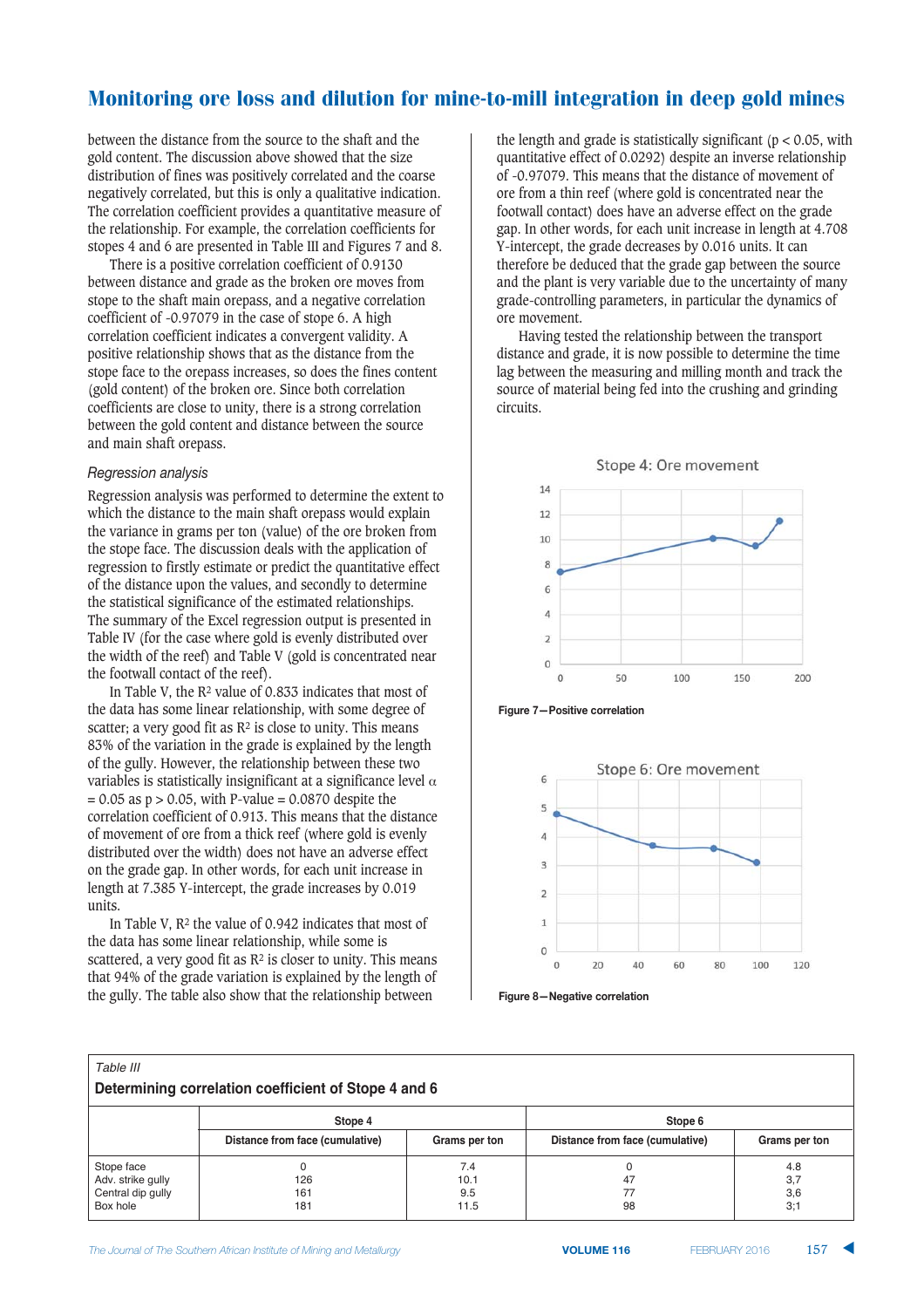between the distance from the source to the shaft and the gold content. The discussion above showed that the size distribution of fines was positively correlated and the coarse negatively correlated, but this is only a qualitative indication. The correlation coefficient provides a quantitative measure of the relationship. For example, the correlation coefficients for stopes 4 and 6 are presented in Table III and Figures 7 and 8.

There is a positive correlation coefficient of 0.9130 between distance and grade as the broken ore moves from stope to the shaft main orepass, and a negative correlation coefficient of -0.97079 in the case of stope 6. A high correlation coefficient indicates a convergent validity. A positive relationship shows that as the distance from the stope face to the orepass increases, so does the fines content (gold content) of the broken ore. Since both correlation coefficients are close to unity, there is a strong correlation between the gold content and distance between the source and main shaft orepass.

### *Regression analysis*

Regression analysis was performed to determine the extent to which the distance to the main shaft orepass would explain the variance in grams per ton (value) of the ore broken from the stope face. The discussion deals with the application of regression to firstly estimate or predict the quantitative effect of the distance upon the values, and secondly to determine the statistical significance of the estimated relationships. The summary of the Excel regression output is presented in Table IV (for the case where gold is evenly distributed over the width of the reef) and Table V (gold is concentrated near the footwall contact of the reef).

In Table V, the $R^2$ value of 0.833 indicates that most of the data has some linear relationship, with some degree of scatter; a very good fit as $R^2$ is close to unity. This means 83% of the variation in the grade is explained by the length of the gully. However, the relationship between these two variables is statistically insignificant at a significance level $\alpha = 0.05$ as $p > 0.05$, with P-value = 0.0870 despite the correlation coefficient of 0.913. This means that the distance of movement of ore from a thick reef (where gold is evenly distributed over the width) does not have an adverse effect on the grade gap. In other words, for each unit increase in length at 7.385 Y-intercept, the grade increases by 0.019 units.

In Table V, $R^2$ the value of 0.942 indicates that most of the data has some linear relationship, while some is scattered, a very good fit as $R^2$ is closer to unity. This means that 94% of the grade variation is explained by the length of the gully. The table also show that the relationship between the length and grade is statistically significant ($p < 0.05$, with quantitative effect of 0.0292) despite an inverse relationship of -0.97079. This means that the distance of movement of ore from a thin reef (where gold is concentrated near the footwall contact) does have an adverse effect on the grade gap. In other words, for each unit increase in length at 4.708 Y-intercept, the grade decreases by 0.016 units. It can therefore be deduced that the grade gap between the source and the plant is very variable due to the uncertainty of many grade-controlling parameters, in particular the dynamics of ore movement.

Having tested the relationship between the transport distance and grade, it is now possible to determine the time lag between the measuring and milling month and track the source of material being fed into the crushing and grinding circuits.

Stope 4: Ore movement

14
12
10
8
6
4
2
0
0 50 100 150 200

Figure 7—Positive correlation

Stope 6: Ore movement

6
5
4
3
2
1
0
0 20 40 60 80 100 120

Figure 8—Negative correlation

*Table III*

**Determining correlation coefficient of Stope 4 and 6**

| | Stope 4 | | Stope 6 | |
|---|---|---|---|---|
| | Distance from face (cumulative) | Grams per ton | Distance from face (cumulative) | Grams per ton |
| Stope face | 0 | 7.4 | 0 | 4.8 |
| Adv. strike gully | 126 | 10.1 | 47 | 3,7 |
| Central dip gully | 161 | 9.5 | 77 | 3,6 |
| Box hole | 181 | 11.5 | 98 | 3;1 |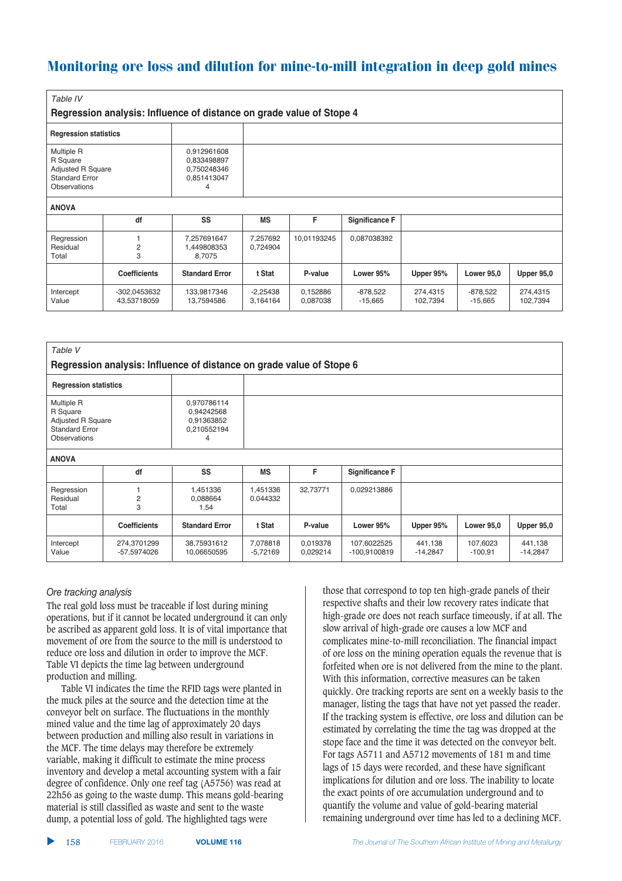Table IV

**Regression analysis: Influence of distance on grade value of Stope 4**

| Regression statistics | |
|---|---|
| Multiple R | 0,912961608 |
| R Square | 0,833498897 |
| Adjusted R Square | 0,750248346 |
| Standard Error | 0,851413047 |
| Observations | 4 |

**ANOVA**

| | df | SS | MS | F | Significance F | | | |
|---|---|---|---|---|---|---|---|---|
| Regression | 1 | 7,257691647 | 7,257692 | 10,01193245 | 0,087038392 | | | |
| Residual | 2 | 1,449808353 | 0,724904 | | | | | |
| Total | 3 | 8,7075 | | | | | | |
| | **Coefficients** | **Standard Error** | **t Stat** | **P-value** | **Lower 95%** | **Upper 95%** | **Lower 95,0** | **Upper 95,0** |
| Intercept | -302,0453632 | 133,9817346 | -2,25438 | 0,152886 | -878,522 | 274,4315 | -878,522 | 274,4315 |
| Value | 43,53718059 | 13,7594586 | 3,164164 | 0,087038 | -15,665 | 102,7394 | -15,665 | 102,7394 |

Table V

**Regression analysis: Influence of distance on grade value of Stope 6**

| Regression statistics | |
|---|---|
| Multiple R | 0,970786114 |
| R Square | 0,94242568 |
| Adjusted R Square | 0,91363852 |
| Standard Error | 0,210552194 |
| Observations | 4 |

**ANOVA**

| | df | SS | MS | F | Significance F | | | |
|---|---|---|---|---|---|---|---|---|
| Regression | 1 | 1,451336 | 1,451336 | 32,73771 | 0,029213886 | | | |
| Residual | 2 | 0,088664 | 0.044332 | | | | | |
| Total | 3 | 1.54 | | | | | | |
| | **Coefficients** | **Standard Error** | **t Stat** | **P-value** | **Lower 95%** | **Upper 95%** | **Lower 95,0** | **Upper 95,0** |
| Intercept | 274,3701299 | 38,75931612 | 7,078818 | 0,019378 | 107,6022525 | 441,138 | 107,6023 | 441,138 |
| Value | -57,5974026 | 10,06650595 | -5,72169 | 0,029214 | -100,9100819 | -14,2847 | -100,91 | -14,2847 |

### *Ore tracking analysis*

The real gold loss must be traceable if lost during mining operations, but if it cannot be located underground it can only be ascribed as apparent gold loss. It is of vital importance that movement of ore from the source to the mill is understood to reduce ore loss and dilution in order to improve the MCF. Table VI depicts the time lag between underground production and milling.

Table VI indicates the time the RFID tags were planted in the muck piles at the source and the detection time at the conveyor belt on surface. The fluctuations in the monthly mined value and the time lag of approximately 20 days between production and milling also result in variations in the MCF. The time delays may therefore be extremely variable, making it difficult to estimate the mine process inventory and develop a metal accounting system with a fair degree of confidence. Only one reef tag (A5756) was read at 22h56 as going to the waste dump. This means gold-bearing material is still classified as waste and sent to the waste dump, a potential loss of gold. The highlighted tags were those that correspond to top ten high-grade panels of their respective shafts and their low recovery rates indicate that high-grade ore does not reach surface timeously, if at all. The slow arrival of high-grade ore causes a low MCF and complicates mine-to-mill reconciliation. The financial impact of ore loss on the mining operation equals the revenue that is forfeited when ore is not delivered from the mine to the plant. With this information, corrective measures can be taken quickly. Ore tracking reports are sent on a weekly basis to the manager, listing the tags that have not yet passed the reader. If the tracking system is effective, ore loss and dilution can be estimated by correlating the time the tag was dropped at the stope face and the time it was detected on the conveyor belt. For tags A5711 and A5712 movements of 181 m and time lags of 15 days were recorded, and these have significant implications for dilution and ore loss. The inability to locate the exact points of ore accumulation underground and to quantify the volume and value of gold-bearing material remaining underground over time has led to a declining MCF.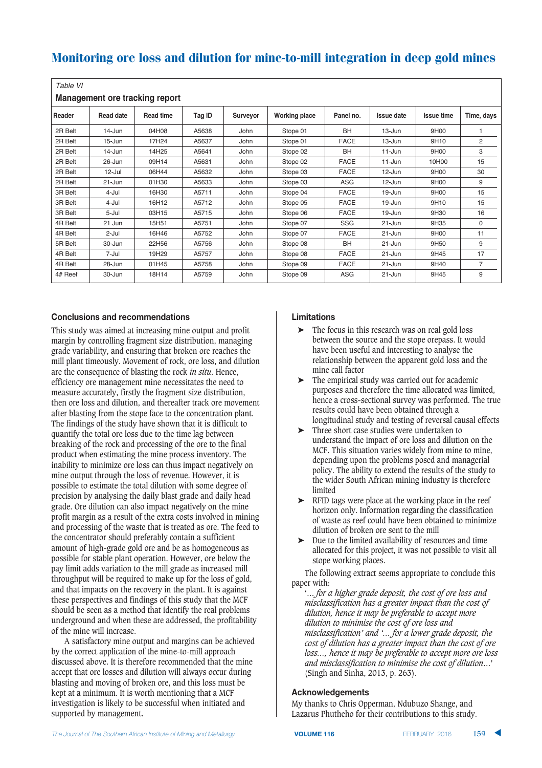Table VI

**Management ore tracking report**

| Reader | Read date | Read time | Tag ID | Surveyor | Working place | Panel no. | Issue date | Issue time | Time, days |
|---|---|---|---|---|---|---|---|---|---|
| 2R Belt | 14-Jun | 04H08 | A5638 | John | Stope 01 | BH | 13-Jun | 9H00 | 1 |
| 2R Belt | 15-Jun | 17H24 | A5637 | John | Stope 01 | FACE | 13-Jun | 9H10 | 2 |
| 2R Belt | 14-Jun | 14H25 | A5641 | John | Stope 02 | BH | 11-Jun | 9H00 | 3 |
| 2R Belt | 26-Jun | 09H14 | A5631 | John | Stope 02 | FACE | 11-Jun | 10H00 | 15 |
| 2R Belt | 12-Jul | 06H44 | A5632 | John | Stope 03 | FACE | 12-Jun | 9H00 | 30 |
| 2R Belt | 21-Jun | 01H30 | A5633 | John | Stope 03 | ASG | 12-Jun | 9H00 | 9 |
| 3R Belt | 4-Jul | 16H30 | A5711 | John | Stope 04 | FACE | 19-Jun | 9H00 | 15 |
| 3R Belt | 4-Jul | 16H12 | A5712 | John | Stope 05 | FACE | 19-Jun | 9H10 | 15 |
| 3R Belt | 5-Jul | 03H15 | A5715 | John | Stope 06 | FACE | 19-Jun | 9H30 | 16 |
| 4R Belt | 21 Jun | 15H51 | A5751 | John | Stope 07 | SSG | 21-Jun | 9H35 | 0 |
| 4R Belt | 2-Jul | 16H46 | A5752 | John | Stope 07 | FACE | 21-Jun | 9H00 | 11 |
| 5R Belt | 30-Jun | 22H56 | A5756 | John | Stope 08 | BH | 21-Jun | 9H50 | 9 |
| 4R Belt | 7-Jul | 19H29 | A5757 | John | Stope 08 | FACE | 21-Jun | 9H45 | 17 |
| 4R Belt | 28-Jun | 01H45 | A5758 | John | Stope 09 | FACE | 21-Jun | 9H40 | 7 |
| 4# Reef | 30-Jun | 18H14 | A5759 | John | Stope 09 | ASG | 21-Jun | 9H45 | 9 |

## Conclusions and recommendations

This study was aimed at increasing mine output and profit margin by controlling fragment size distribution, managing grade variability, and ensuring that broken ore reaches the mill plant timeously. Movement of rock, ore loss, and dilution are the consequence of blasting the rock *in situ*. Hence, efficiency ore management mine necessitates the need to measure accurately, firstly the fragment size distribution, then ore loss and dilution, and thereafter track ore movement after blasting from the stope face to the concentration plant. The findings of the study have shown that it is difficult to quantify the total ore loss due to the time lag between breaking of the rock and processing of the ore to the final product when estimating the mine process inventory. The inability to minimize ore loss can thus impact negatively on mine output through the loss of revenue. However, it is possible to estimate the total dilution with some degree of precision by analysing the daily blast grade and daily head grade. Ore dilution can also impact negatively on the mine profit margin as a result of the extra costs involved in mining and processing of the waste that is treated as ore. The feed to the concentrator should preferably contain a sufficient amount of high-grade gold ore and be as homogeneous as possible for stable plant operation. However, ore below the pay limit adds variation to the mill grade as increased mill throughput will be required to make up for the loss of gold, and that impacts on the recovery in the plant. It is against these perspectives and findings of this study that the MCF should be seen as a method that identify the real problems underground and when these are addressed, the profitability of the mine will increase.

A satisfactory mine output and margins can be achieved by the correct application of the mine-to-mill approach discussed above. It is therefore recommended that the mine accept that ore losses and dilution will always occur during blasting and moving of broken ore, and this loss must be kept at a minimum. It is worth mentioning that a MCF investigation is likely to be successful when initiated and supported by management.

## Limitations

- The focus in this research was on real gold loss between the source and the stope orepass. It would have been useful and interesting to analyse the relationship between the apparent gold loss and the mine call factor
- The empirical study was carried out for academic purposes and therefore the time allocated was limited, hence a cross-sectional survey was performed. The true results could have been obtained through a longitudinal study and testing of reversal causal effects
- Three short case studies were undertaken to understand the impact of ore loss and dilution on the MCF. This situation varies widely from mine to mine, depending upon the problems posed and managerial policy. The ability to extend the results of the study to the wider South African mining industry is therefore limited
- RFID tags were place at the working place in the reef horizon only. Information regarding the classification of waste as reef could have been obtained to minimize dilution of broken ore sent to the mill
- Due to the limited availability of resources and time allocated for this project, it was not possible to visit all stope working places.

The following extract seems appropriate to conclude this paper with:

'*…for a higher grade deposit, the cost of ore loss and misclassification has a greater impact than the cost of dilution, hence it may be preferable to accept more dilution to minimise the cost of ore loss and misclassification' and '…for a lower grade deposit, the cost of dilution has a greater impact than the cost of ore loss…, hence it may be preferable to accept more ore loss and misclassification to minimise the cost of dilution…'* (Singh and Sinha, 2013, p. 263).

## Acknowledgements

My thanks to Chris Opperman, Ndubuzo Shange, and Lazarus Phutheho for their contributions to this study.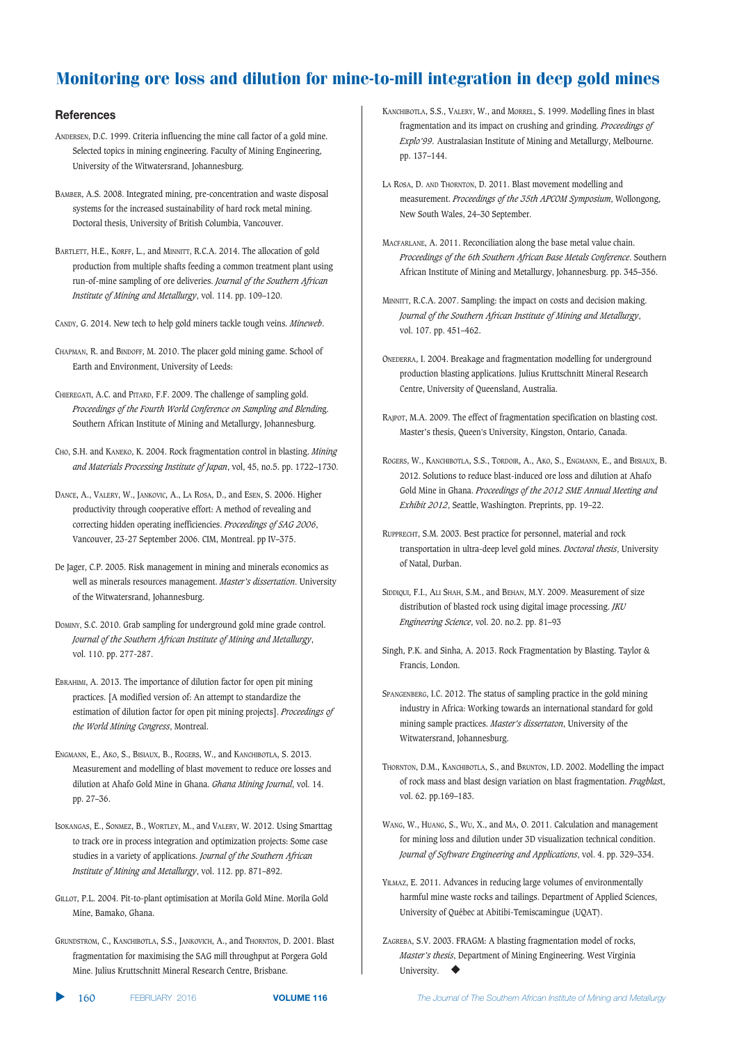# Monitoring ore loss and dilution for mine-to-mill integration in deep gold mines

## References

ANDERSEN, D.C. 1999. Criteria influencing the mine call factor of a gold mine. Selected topics in mining engineering. Faculty of Mining Engineering, University of the Witwatersrand, Johannesburg.

BAMBER, A.S. 2008. Integrated mining, pre-concentration and waste disposal systems for the increased sustainability of hard rock metal mining. Doctoral thesis, University of British Columbia, Vancouver.

BARTLETT, H.E., KORFF, L., and MINNITT, R.C.A. 2014. The allocation of gold production from multiple shafts feeding a common treatment plant using run-of-mine sampling of ore deliveries. *Journal of the Southern African Institute of Mining and Metallurgy*, vol. 114. pp. 109–120.

CANDY, G. 2014. New tech to help gold miners tackle tough veins. *Mineweb*.

CHAPMAN, R. and BINDOFF, M. 2010. The placer gold mining game. School of Earth and Environment, University of Leeds:

CHIEREGATI, A.C. and PITARD, F.F. 2009. The challenge of sampling gold. *Proceedings of the Fourth World Conference on Sampling and Blending*. Southern African Institute of Mining and Metallurgy, Johannesburg.

CHO, S.H. and KANEKO, K. 2004. Rock fragmentation control in blasting. *Mining and Materials Processing Institute of Japan*, vol, 45, no.5. pp. 1722–1730.

DANCE, A., VALERY, W., JANKOVIC, A., LA ROSA, D., and ESEN, S. 2006. Higher productivity through cooperative effort: A method of revealing and correcting hidden operating inefficiencies. *Proceedings of SAG 2006*, Vancouver, 23-27 September 2006. CIM, Montreal. pp IV–375.

De Jager, C.P. 2005. Risk management in mining and minerals economics as well as minerals resources management. *Master's dissertation*. University of the Witwatersrand, Johannesburg.

DOMINY, S.C. 2010. Grab sampling for underground gold mine grade control. *Journal of the Southern African Institute of Mining and Metallurgy*, vol. 110. pp. 277-287.

EBRAHIMI, A. 2013. The importance of dilution factor for open pit mining practices. [A modified version of: An attempt to standardize the estimation of dilution factor for open pit mining projects]. *Proceedings of the World Mining Congress*, Montreal.

ENGMANN, E., AKO, S., BISIAUX, B., ROGERS, W., and KANCHIBOTLA, S. 2013. Measurement and modelling of blast movement to reduce ore losses and dilution at Ahafo Gold Mine in Ghana. *Ghana Mining Journal*, vol. 14. pp. 27–36.

ISOKANGAS, E., SONMEZ, B., WORTLEY, M., and VALERY, W. 2012. Using Smarttag to track ore in process integration and optimization projects: Some case studies in a variety of applications. *Journal of the Southern African Institute of Mining and Metallurgy*, vol. 112. pp. 871–892.

GILLOT, P.L. 2004. Pit-to-plant optimisation at Morila Gold Mine. Morila Gold Mine, Bamako, Ghana.

GRUNDSTROM, C., KANCHIBOTLA, S.S., JANKOVICH, A., and THORNTON, D. 2001. Blast fragmentation for maximising the SAG mill throughput at Porgera Gold Mine. Julius Kruttschnitt Mineral Research Centre, Brisbane.

KANCHIBOTLA, S.S., VALERY, W., and MORREL, S. 1999. Modelling fines in blast fragmentation and its impact on crushing and grinding. *Proceedings of Explo'99*. Australasian Institute of Mining and Metallurgy, Melbourne. pp. 137–144.

LA ROSA, D. AND THORNTON, D. 2011. Blast movement modelling and measurement. *Proceedings of the 35th APCOM Symposium*, Wollongong, New South Wales, 24–30 September.

MACFARLANE, A. 2011. Reconciliation along the base metal value chain. *Proceedings of the 6th Southern African Base Metals Conference*. Southern African Institute of Mining and Metallurgy, Johannesburg. pp. 345–356.

MINNITT, R.C.A. 2007. Sampling: the impact on costs and decision making. *Journal of the Southern African Institute of Mining and Metallurgy*, vol. 107. pp. 451–462.

ONEDERRA, I. 2004. Breakage and fragmentation modelling for underground production blasting applications. Julius Kruttschnitt Mineral Research Centre, University of Queensland, Australia.

RAJPOT, M.A. 2009. The effect of fragmentation specification on blasting cost. Master's thesis, Queen's University, Kingston, Ontario, Canada.

ROGERS, W., KANCHIBOTLA, S.S., TORDOIR, A., AKO, S., ENGMANN, E., and BISIAUX, B. 2012. Solutions to reduce blast-induced ore loss and dilution at Ahafo Gold Mine in Ghana. *Proceedings of the 2012 SME Annual Meeting and Exhibit 2012*, Seattle, Washington. Preprints, pp. 19–22.

RUPPRECHT, S.M. 2003. Best practice for personnel, material and rock transportation in ultra-deep level gold mines. *Doctoral thesis*, University of Natal, Durban.

SIDDIQUI, F.I., ALI SHAH, S.M., and BEHAN, M.Y. 2009. Measurement of size distribution of blasted rock using digital image processing. *JKU Engineering Science*, vol. 20. no.2. pp. 81–93

Singh, P.K. and Sinha, A. 2013. Rock Fragmentation by Blasting. Taylor & Francis, London.

SPANGENBERG, I.C. 2012. The status of sampling practice in the gold mining industry in Africa: Working towards an international standard for gold mining sample practices. *Master's dissertaton*, University of the Witwatersrand, Johannesburg.

THORNTON, D.M., KANCHIBOTLA, S., and BRUNTON, I.D. 2002. Modelling the impact of rock mass and blast design variation on blast fragmentation. *Fragblast*, vol. 62. pp.169–183.

WANG, W., HUANG, S., WU, X., and MA, O. 2011. Calculation and management for mining loss and dilution under 3D visualization technical condition. *Journal of Software Engineering and Applications*, vol. 4. pp. 329–334.

YILMAZ, E. 2011. Advances in reducing large volumes of environmentally harmful mine waste rocks and tailings. Department of Applied Sciences, University of Québec at Abitibi-Temiscamingue (UQAT).

ZAGREBA, S.V. 2003. FRAGM: A blasting fragmentation model of rocks, *Master's thesis*, Department of Mining Engineering. West Virginia University. ◆